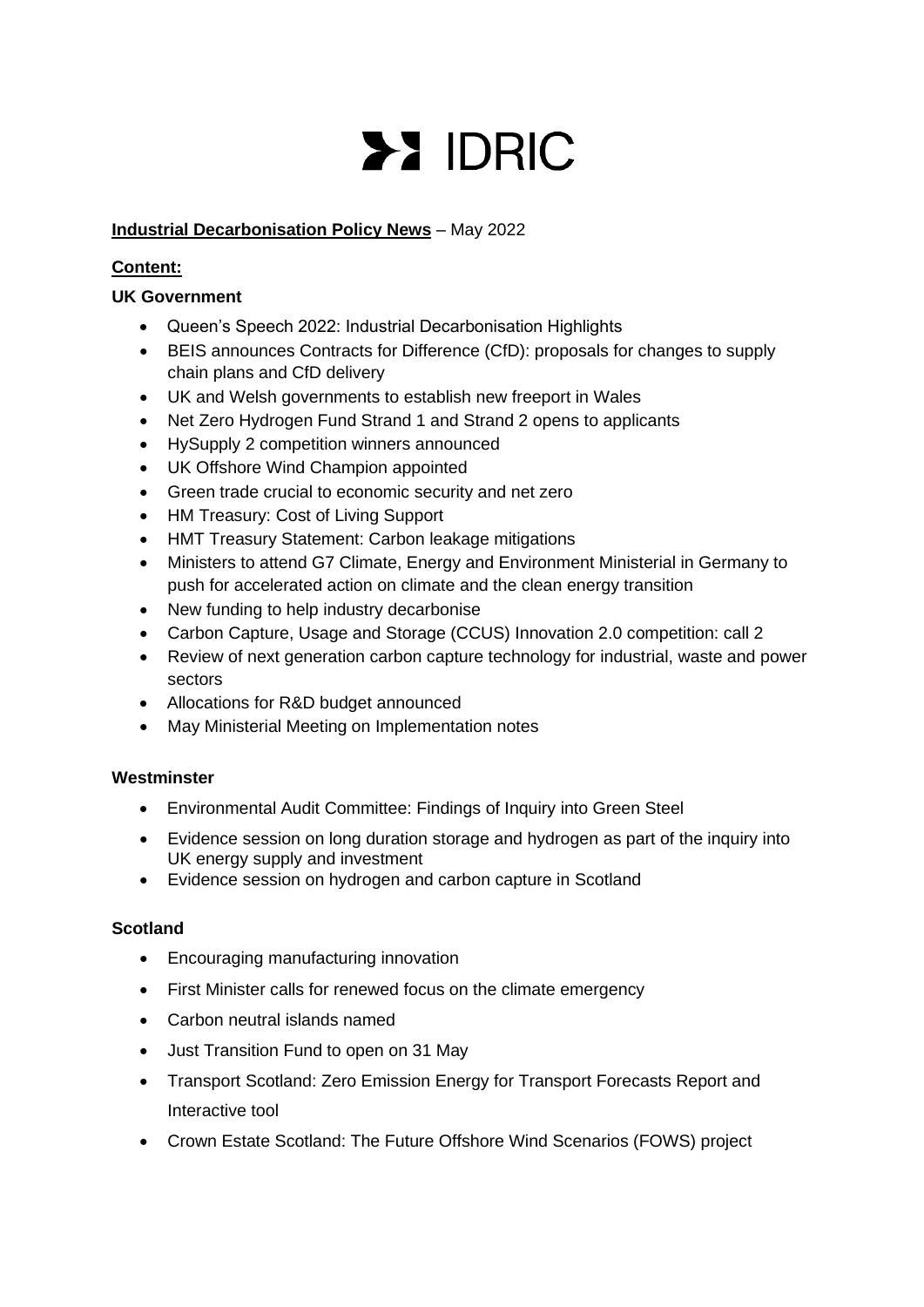# IDRIC

**Industrial Decarbonisation Policy News** – May 2022

**Content:**

**UK Government**

- Queen's Speech 2022: Industrial Decarbonisation Highlights
- BEIS announces Contracts for Difference (CfD): proposals for changes to supply chain plans and CfD delivery
- UK and Welsh governments to establish new freeport in Wales
- Net Zero Hydrogen Fund Strand 1 and Strand 2 opens to applicants
- HySupply 2 competition winners announced
- UK Offshore Wind Champion appointed
- Green trade crucial to economic security and net zero
- HM Treasury: Cost of Living Support
- HMT Treasury Statement: Carbon leakage mitigations
- Ministers to attend G7 Climate, Energy and Environment Ministerial in Germany to push for accelerated action on climate and the clean energy transition
- New funding to help industry decarbonise
- Carbon Capture, Usage and Storage (CCUS) Innovation 2.0 competition: call 2
- Review of next generation carbon capture technology for industrial, waste and power sectors
- Allocations for R&D budget announced
- May Ministerial Meeting on Implementation notes

**Westminster**

- Environmental Audit Committee: Findings of Inquiry into Green Steel
- Evidence session on long duration storage and hydrogen as part of the inquiry into UK energy supply and investment
- Evidence session on hydrogen and carbon capture in Scotland

**Scotland**

- Encouraging manufacturing innovation
- First Minister calls for renewed focus on the climate emergency
- Carbon neutral islands named
- Just Transition Fund to open on 31 May
- Transport Scotland: Zero Emission Energy for Transport Forecasts Report and Interactive tool
- Crown Estate Scotland: The Future Offshore Wind Scenarios (FOWS) project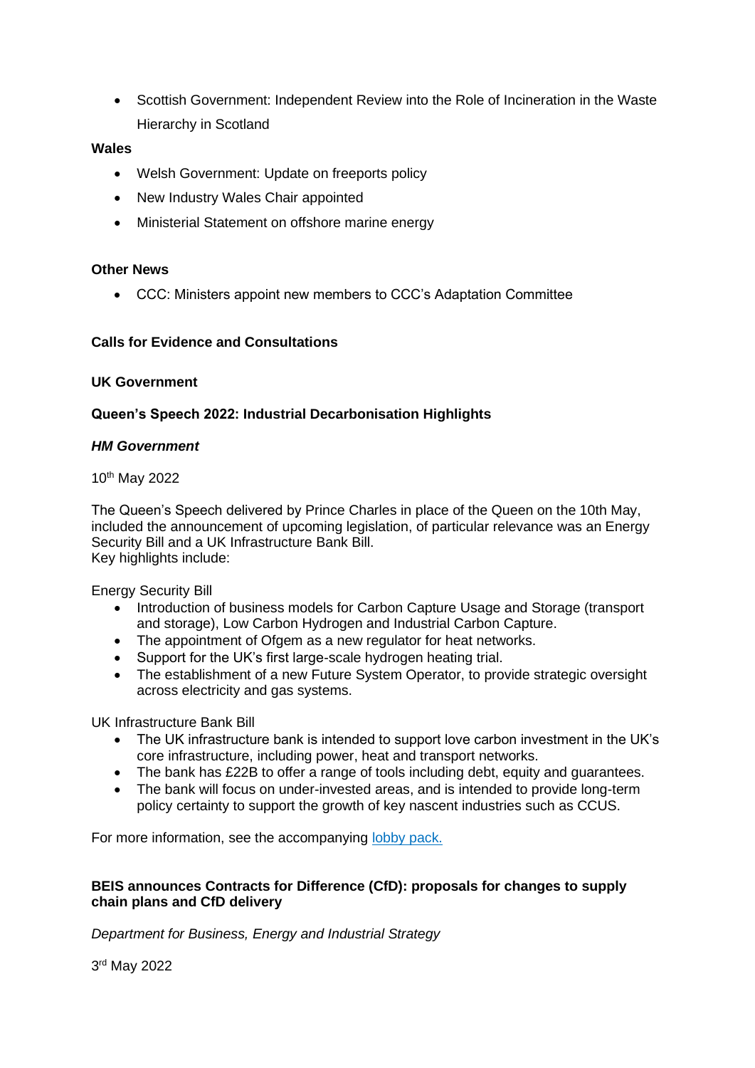- Scottish Government: Independent Review into the Role of Incineration in the Waste Hierarchy in Scotland

**Wales**

- Welsh Government: Update on freeports policy
- New Industry Wales Chair appointed
- Ministerial Statement on offshore marine energy

**Other News**

- CCC: Ministers appoint new members to CCC's Adaptation Committee

**Calls for Evidence and Consultations**

**UK Government**

**Queen's Speech 2022: Industrial Decarbonisation Highlights**

***HM Government***

10th May 2022

The Queen's Speech delivered by Prince Charles in place of the Queen on the 10th May, included the announcement of upcoming legislation, of particular relevance was an Energy Security Bill and a UK Infrastructure Bank Bill.
Key highlights include:

Energy Security Bill

- Introduction of business models for Carbon Capture Usage and Storage (transport and storage), Low Carbon Hydrogen and Industrial Carbon Capture.
- The appointment of Ofgem as a new regulator for heat networks.
- Support for the UK's first large-scale hydrogen heating trial.
- The establishment of a new Future System Operator, to provide strategic oversight across electricity and gas systems.

UK Infrastructure Bank Bill

- The UK infrastructure bank is intended to support love carbon investment in the UK's core infrastructure, including power, heat and transport networks.
- The bank has £22B to offer a range of tools including debt, equity and guarantees.
- The bank will focus on under-invested areas, and is intended to provide long-term policy certainty to support the growth of key nascent industries such as CCUS.

For more information, see the accompanying lobby pack.

**BEIS announces Contracts for Difference (CfD): proposals for changes to supply chain plans and CfD delivery**

*Department for Business, Energy and Industrial Strategy*

3rd May 2022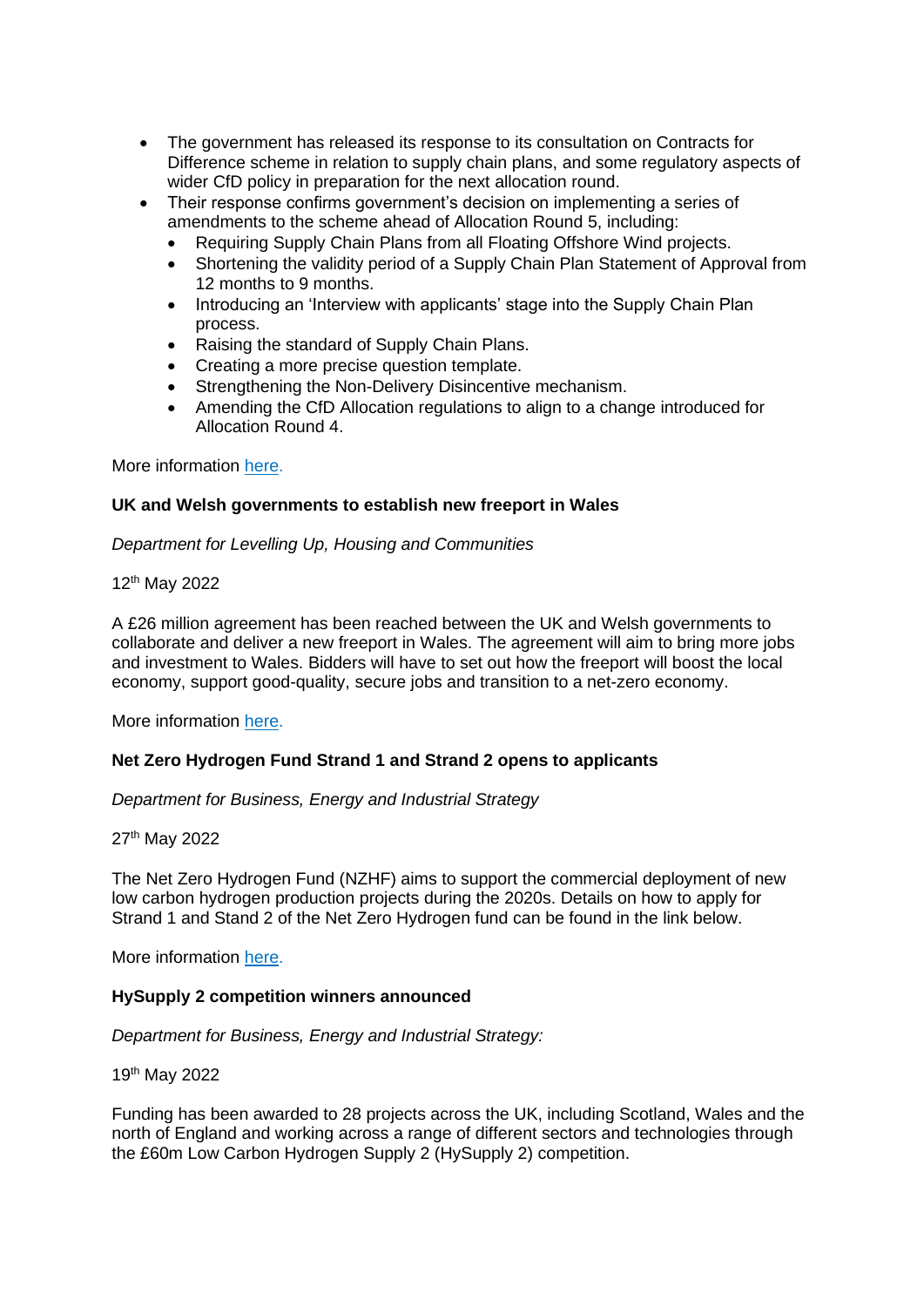- The government has released its response to its consultation on Contracts for Difference scheme in relation to supply chain plans, and some regulatory aspects of wider CfD policy in preparation for the next allocation round.
- Their response confirms government's decision on implementing a series of amendments to the scheme ahead of Allocation Round 5, including:
  - Requiring Supply Chain Plans from all Floating Offshore Wind projects.
  - Shortening the validity period of a Supply Chain Plan Statement of Approval from 12 months to 9 months.
  - Introducing an 'Interview with applicants' stage into the Supply Chain Plan process.
  - Raising the standard of Supply Chain Plans.
  - Creating a more precise question template.
  - Strengthening the Non-Delivery Disincentive mechanism.
  - Amending the CfD Allocation regulations to align to a change introduced for Allocation Round 4.

More information here.

**UK and Welsh governments to establish new freeport in Wales**

*Department for Levelling Up, Housing and Communities*

12th May 2022

A £26 million agreement has been reached between the UK and Welsh governments to collaborate and deliver a new freeport in Wales. The agreement will aim to bring more jobs and investment to Wales. Bidders will have to set out how the freeport will boost the local economy, support good-quality, secure jobs and transition to a net-zero economy.

More information here.

**Net Zero Hydrogen Fund Strand 1 and Strand 2 opens to applicants**

*Department for Business, Energy and Industrial Strategy*

27th May 2022

The Net Zero Hydrogen Fund (NZHF) aims to support the commercial deployment of new low carbon hydrogen production projects during the 2020s. Details on how to apply for Strand 1 and Stand 2 of the Net Zero Hydrogen fund can be found in the link below.

More information here.

**HySupply 2 competition winners announced**

*Department for Business, Energy and Industrial Strategy:*

19th May 2022

Funding has been awarded to 28 projects across the UK, including Scotland, Wales and the north of England and working across a range of different sectors and technologies through the £60m Low Carbon Hydrogen Supply 2 (HySupply 2) competition.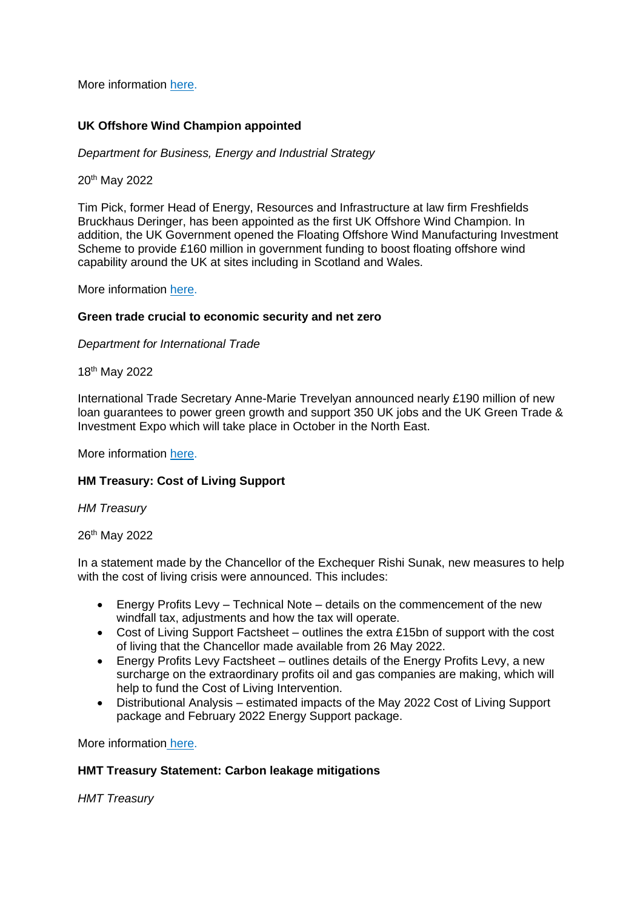More information here.

**UK Offshore Wind Champion appointed**

*Department for Business, Energy and Industrial Strategy*

20th May 2022

Tim Pick, former Head of Energy, Resources and Infrastructure at law firm Freshfields Bruckhaus Deringer, has been appointed as the first UK Offshore Wind Champion. In addition, the UK Government opened the Floating Offshore Wind Manufacturing Investment Scheme to provide £160 million in government funding to boost floating offshore wind capability around the UK at sites including in Scotland and Wales.

More information here.

**Green trade crucial to economic security and net zero**

*Department for International Trade*

18th May 2022

International Trade Secretary Anne-Marie Trevelyan announced nearly £190 million of new loan guarantees to power green growth and support 350 UK jobs and the UK Green Trade & Investment Expo which will take place in October in the North East.

More information here.

**HM Treasury: Cost of Living Support**

*HM Treasury*

26th May 2022

In a statement made by the Chancellor of the Exchequer Rishi Sunak, new measures to help with the cost of living crisis were announced. This includes:

- Energy Profits Levy – Technical Note – details on the commencement of the new windfall tax, adjustments and how the tax will operate.
- Cost of Living Support Factsheet – outlines the extra £15bn of support with the cost of living that the Chancellor made available from 26 May 2022.
- Energy Profits Levy Factsheet – outlines details of the Energy Profits Levy, a new surcharge on the extraordinary profits oil and gas companies are making, which will help to fund the Cost of Living Intervention.
- Distributional Analysis – estimated impacts of the May 2022 Cost of Living Support package and February 2022 Energy Support package.

More information here.

**HMT Treasury Statement: Carbon leakage mitigations**

*HMT Treasury*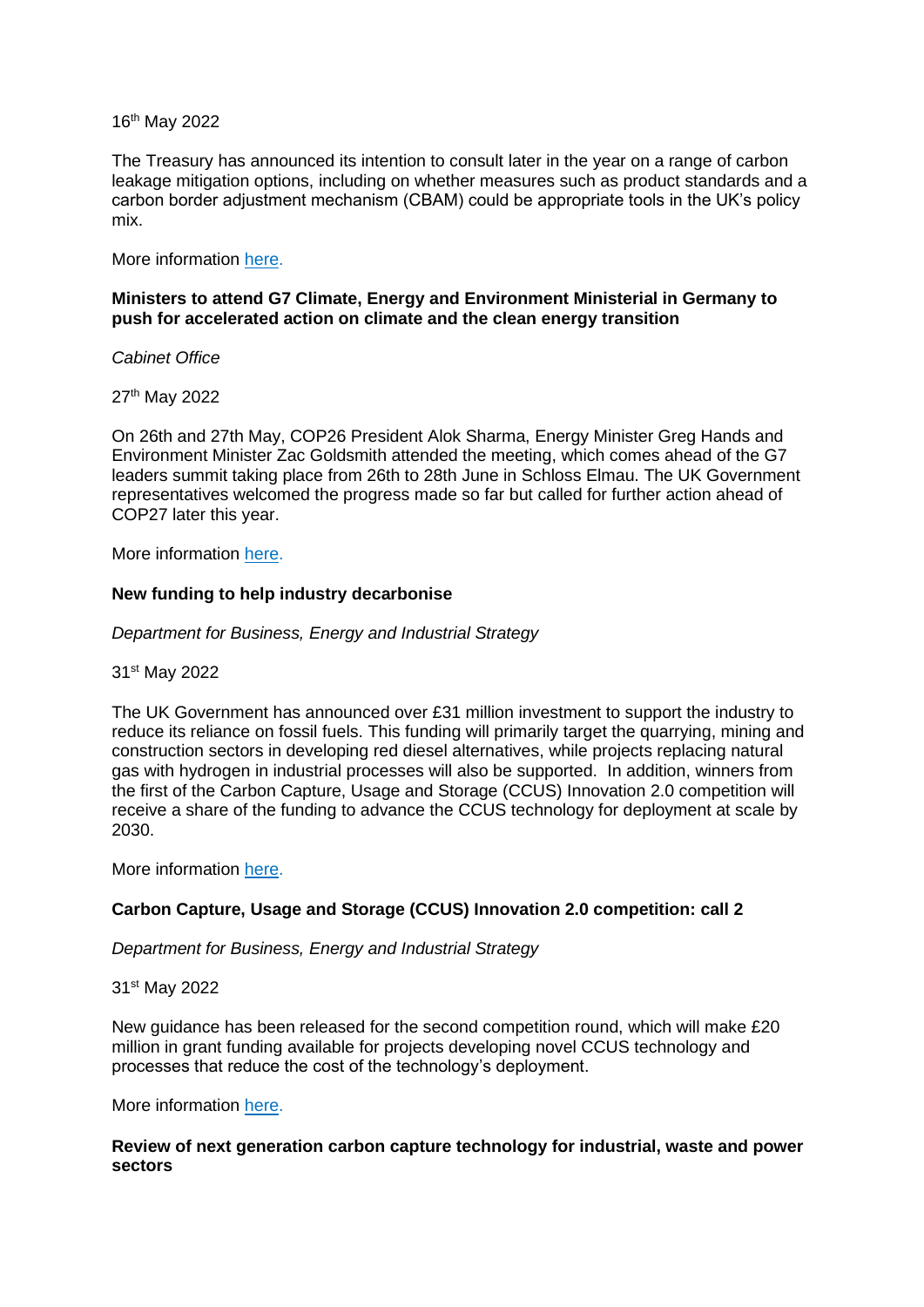16th May 2022

The Treasury has announced its intention to consult later in the year on a range of carbon leakage mitigation options, including on whether measures such as product standards and a carbon border adjustment mechanism (CBAM) could be appropriate tools in the UK's policy mix.

More information here.

**Ministers to attend G7 Climate, Energy and Environment Ministerial in Germany to push for accelerated action on climate and the clean energy transition**

*Cabinet Office*

27th May 2022

On 26th and 27th May, COP26 President Alok Sharma, Energy Minister Greg Hands and Environment Minister Zac Goldsmith attended the meeting, which comes ahead of the G7 leaders summit taking place from 26th to 28th June in Schloss Elmau. The UK Government representatives welcomed the progress made so far but called for further action ahead of COP27 later this year.

More information here.

**New funding to help industry decarbonise**

*Department for Business, Energy and Industrial Strategy*

31st May 2022

The UK Government has announced over £31 million investment to support the industry to reduce its reliance on fossil fuels. This funding will primarily target the quarrying, mining and construction sectors in developing red diesel alternatives, while projects replacing natural gas with hydrogen in industrial processes will also be supported. In addition, winners from the first of the Carbon Capture, Usage and Storage (CCUS) Innovation 2.0 competition will receive a share of the funding to advance the CCUS technology for deployment at scale by 2030.

More information here.

**Carbon Capture, Usage and Storage (CCUS) Innovation 2.0 competition: call 2**

*Department for Business, Energy and Industrial Strategy*

31st May 2022

New guidance has been released for the second competition round, which will make £20 million in grant funding available for projects developing novel CCUS technology and processes that reduce the cost of the technology's deployment.

More information here.

**Review of next generation carbon capture technology for industrial, waste and power sectors**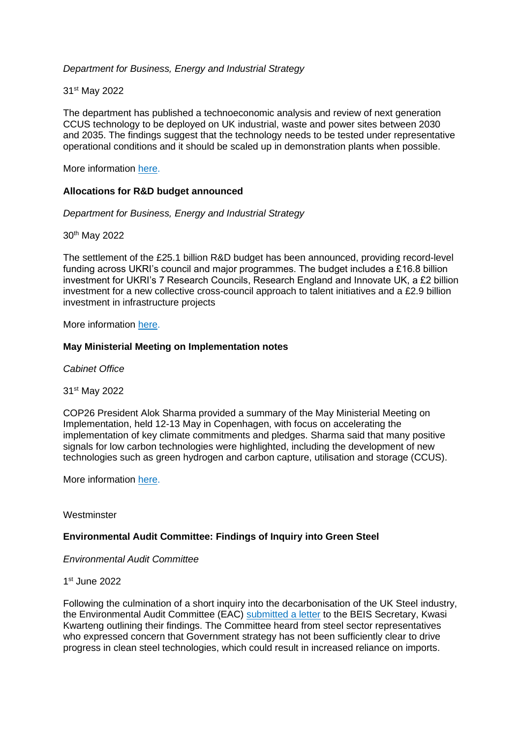*Department for Business, Energy and Industrial Strategy*

31st May 2022

The department has published a technoeconomic analysis and review of next generation CCUS technology to be deployed on UK industrial, waste and power sites between 2030 and 2035. The findings suggest that the technology needs to be tested under representative operational conditions and it should be scaled up in demonstration plants when possible.

More information here.

**Allocations for R&D budget announced**

*Department for Business, Energy and Industrial Strategy*

30th May 2022

The settlement of the £25.1 billion R&D budget has been announced, providing record-level funding across UKRI's council and major programmes. The budget includes a £16.8 billion investment for UKRI's 7 Research Councils, Research England and Innovate UK, a £2 billion investment for a new collective cross-council approach to talent initiatives and a £2.9 billion investment in infrastructure projects

More information here.

**May Ministerial Meeting on Implementation notes**

*Cabinet Office*

31st May 2022

COP26 President Alok Sharma provided a summary of the May Ministerial Meeting on Implementation, held 12-13 May in Copenhagen, with focus on accelerating the implementation of key climate commitments and pledges. Sharma said that many positive signals for low carbon technologies were highlighted, including the development of new technologies such as green hydrogen and carbon capture, utilisation and storage (CCUS).

More information here.

Westminster

**Environmental Audit Committee: Findings of Inquiry into Green Steel**

*Environmental Audit Committee*

1st June 2022

Following the culmination of a short inquiry into the decarbonisation of the UK Steel industry, the Environmental Audit Committee (EAC) submitted a letter to the BEIS Secretary, Kwasi Kwarteng outlining their findings. The Committee heard from steel sector representatives who expressed concern that Government strategy has not been sufficiently clear to drive progress in clean steel technologies, which could result in increased reliance on imports.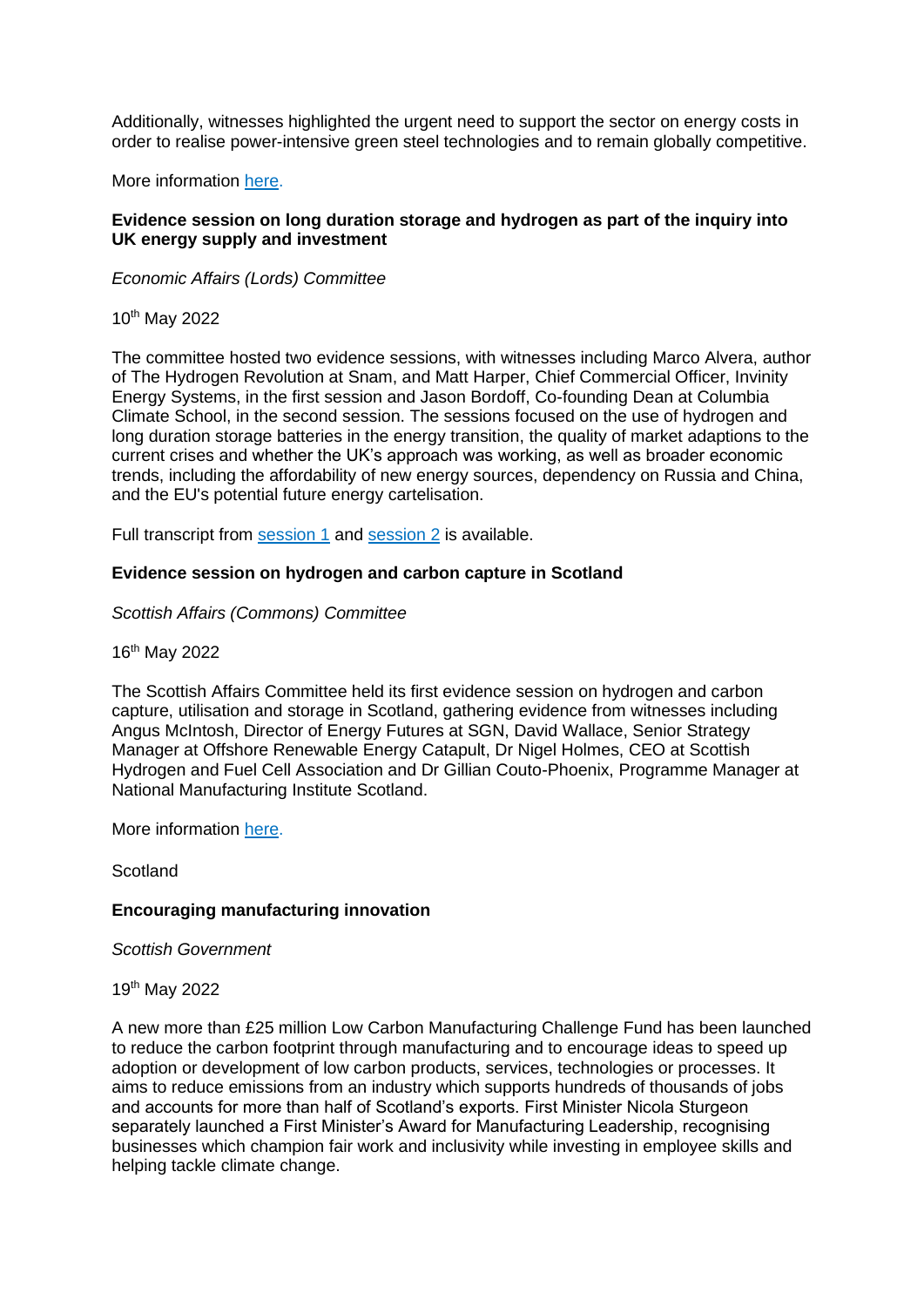Additionally, witnesses highlighted the urgent need to support the sector on energy costs in order to realise power-intensive green steel technologies and to remain globally competitive.

More information [here](here).

**Evidence session on long duration storage and hydrogen as part of the inquiry into UK energy supply and investment**

*Economic Affairs (Lords) Committee*

10th May 2022

The committee hosted two evidence sessions, with witnesses including Marco Alvera, author of The Hydrogen Revolution at Snam, and Matt Harper, Chief Commercial Officer, Invinity Energy Systems, in the first session and Jason Bordoff, Co-founding Dean at Columbia Climate School, in the second session. The sessions focused on the use of hydrogen and long duration storage batteries in the energy transition, the quality of market adaptions to the current crises and whether the UK's approach was working, as well as broader economic trends, including the affordability of new energy sources, dependency on Russia and China, and the EU's potential future energy cartelisation.

Full transcript from session 1 and session 2 is available.

**Evidence session on hydrogen and carbon capture in Scotland**

*Scottish Affairs (Commons) Committee*

16th May 2022

The Scottish Affairs Committee held its first evidence session on hydrogen and carbon capture, utilisation and storage in Scotland, gathering evidence from witnesses including Angus McIntosh, Director of Energy Futures at SGN, David Wallace, Senior Strategy Manager at Offshore Renewable Energy Catapult, Dr Nigel Holmes, CEO at Scottish Hydrogen and Fuel Cell Association and Dr Gillian Couto-Phoenix, Programme Manager at National Manufacturing Institute Scotland.

More information here.

Scotland

**Encouraging manufacturing innovation**

*Scottish Government*

19th May 2022

A new more than £25 million Low Carbon Manufacturing Challenge Fund has been launched to reduce the carbon footprint through manufacturing and to encourage ideas to speed up adoption or development of low carbon products, services, technologies or processes. It aims to reduce emissions from an industry which supports hundreds of thousands of jobs and accounts for more than half of Scotland's exports. First Minister Nicola Sturgeon separately launched a First Minister's Award for Manufacturing Leadership, recognising businesses which champion fair work and inclusivity while investing in employee skills and helping tackle climate change.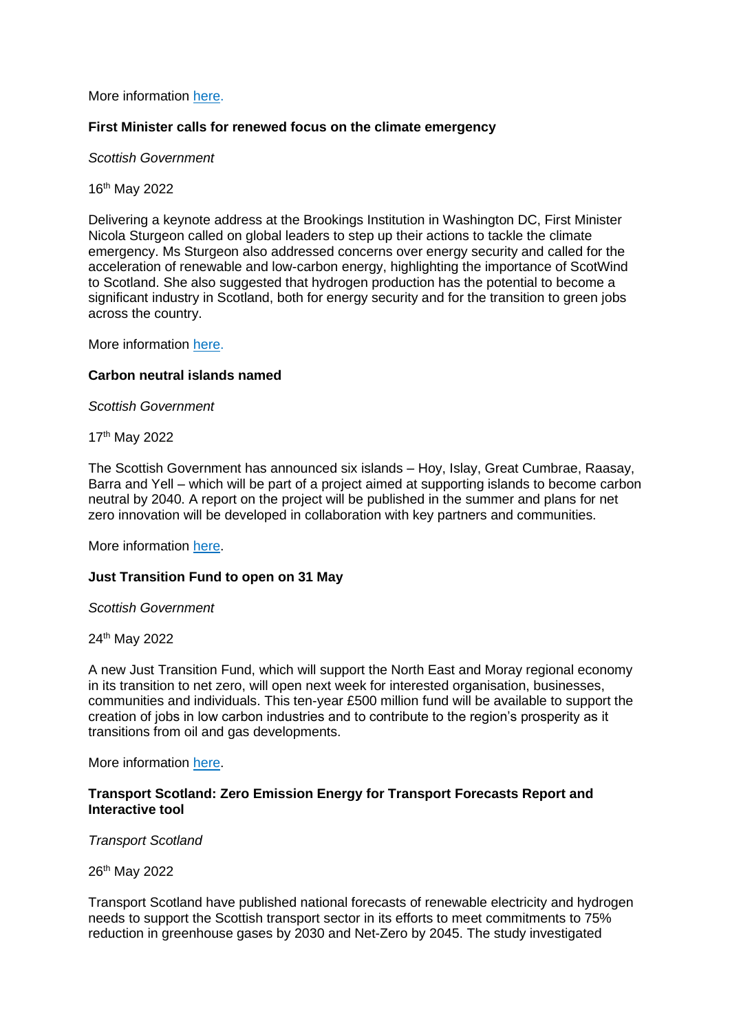More information here.

**First Minister calls for renewed focus on the climate emergency**

*Scottish Government*

16th May 2022

Delivering a keynote address at the Brookings Institution in Washington DC, First Minister Nicola Sturgeon called on global leaders to step up their actions to tackle the climate emergency. Ms Sturgeon also addressed concerns over energy security and called for the acceleration of renewable and low-carbon energy, highlighting the importance of ScotWind to Scotland. She also suggested that hydrogen production has the potential to become a significant industry in Scotland, both for energy security and for the transition to green jobs across the country.

More information here.

**Carbon neutral islands named**

*Scottish Government*

17th May 2022

The Scottish Government has announced six islands – Hoy, Islay, Great Cumbrae, Raasay, Barra and Yell – which will be part of a project aimed at supporting islands to become carbon neutral by 2040. A report on the project will be published in the summer and plans for net zero innovation will be developed in collaboration with key partners and communities.

More information here.

**Just Transition Fund to open on 31 May**

*Scottish Government*

24th May 2022

A new Just Transition Fund, which will support the North East and Moray regional economy in its transition to net zero, will open next week for interested organisation, businesses, communities and individuals. This ten-year £500 million fund will be available to support the creation of jobs in low carbon industries and to contribute to the region's prosperity as it transitions from oil and gas developments.

More information here.

**Transport Scotland: Zero Emission Energy for Transport Forecasts Report and Interactive tool**

*Transport Scotland*

26th May 2022

Transport Scotland have published national forecasts of renewable electricity and hydrogen needs to support the Scottish transport sector in its efforts to meet commitments to 75% reduction in greenhouse gases by 2030 and Net-Zero by 2045. The study investigated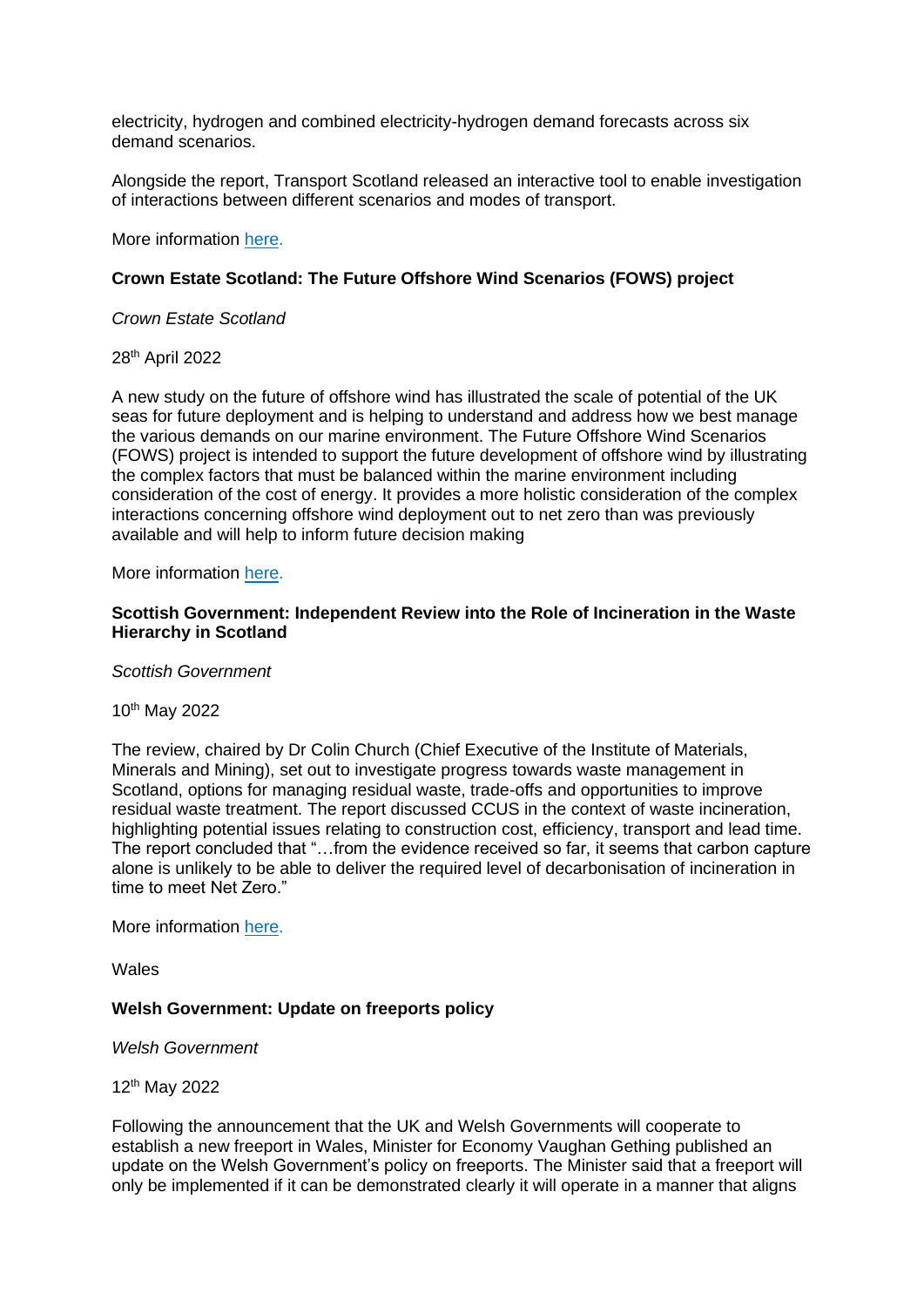electricity, hydrogen and combined electricity-hydrogen demand forecasts across six demand scenarios.

Alongside the report, Transport Scotland released an interactive tool to enable investigation of interactions between different scenarios and modes of transport.

More information here.

**Crown Estate Scotland: The Future Offshore Wind Scenarios (FOWS) project**

*Crown Estate Scotland*

28th April 2022

A new study on the future of offshore wind has illustrated the scale of potential of the UK seas for future deployment and is helping to understand and address how we best manage the various demands on our marine environment. The Future Offshore Wind Scenarios (FOWS) project is intended to support the future development of offshore wind by illustrating the complex factors that must be balanced within the marine environment including consideration of the cost of energy. It provides a more holistic consideration of the complex interactions concerning offshore wind deployment out to net zero than was previously available and will help to inform future decision making

More information here.

**Scottish Government: Independent Review into the Role of Incineration in the Waste Hierarchy in Scotland**

*Scottish Government*

10th May 2022

The review, chaired by Dr Colin Church (Chief Executive of the Institute of Materials, Minerals and Mining), set out to investigate progress towards waste management in Scotland, options for managing residual waste, trade-offs and opportunities to improve residual waste treatment. The report discussed CCUS in the context of waste incineration, highlighting potential issues relating to construction cost, efficiency, transport and lead time. The report concluded that "…from the evidence received so far, it seems that carbon capture alone is unlikely to be able to deliver the required level of decarbonisation of incineration in time to meet Net Zero."

More information here.

Wales

**Welsh Government: Update on freeports policy**

*Welsh Government*

12th May 2022

Following the announcement that the UK and Welsh Governments will cooperate to establish a new freeport in Wales, Minister for Economy Vaughan Gething published an update on the Welsh Government's policy on freeports. The Minister said that a freeport will only be implemented if it can be demonstrated clearly it will operate in a manner that aligns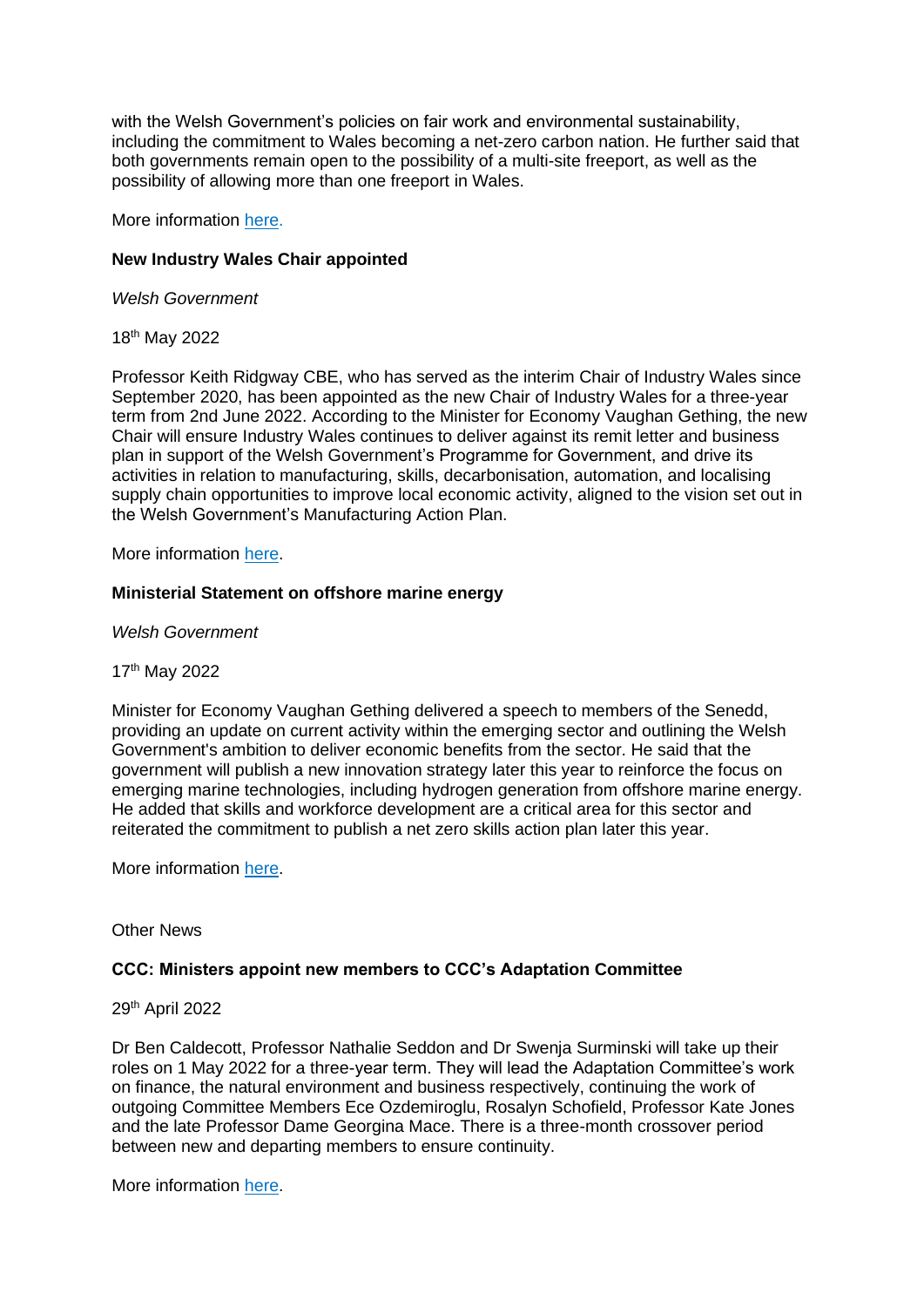with the Welsh Government's policies on fair work and environmental sustainability, including the commitment to Wales becoming a net-zero carbon nation. He further said that both governments remain open to the possibility of a multi-site freeport, as well as the possibility of allowing more than one freeport in Wales.

More information here.

**New Industry Wales Chair appointed**

*Welsh Government*

18th May 2022

Professor Keith Ridgway CBE, who has served as the interim Chair of Industry Wales since September 2020, has been appointed as the new Chair of Industry Wales for a three-year term from 2nd June 2022. According to the Minister for Economy Vaughan Gething, the new Chair will ensure Industry Wales continues to deliver against its remit letter and business plan in support of the Welsh Government's Programme for Government, and drive its activities in relation to manufacturing, skills, decarbonisation, automation, and localising supply chain opportunities to improve local economic activity, aligned to the vision set out in the Welsh Government's Manufacturing Action Plan.

More information here.

**Ministerial Statement on offshore marine energy**

*Welsh Government*

17th May 2022

Minister for Economy Vaughan Gething delivered a speech to members of the Senedd, providing an update on current activity within the emerging sector and outlining the Welsh Government's ambition to deliver economic benefits from the sector. He said that the government will publish a new innovation strategy later this year to reinforce the focus on emerging marine technologies, including hydrogen generation from offshore marine energy. He added that skills and workforce development are a critical area for this sector and reiterated the commitment to publish a net zero skills action plan later this year.

More information here.

Other News

**CCC: Ministers appoint new members to CCC's Adaptation Committee**

29th April 2022

Dr Ben Caldecott, Professor Nathalie Seddon and Dr Swenja Surminski will take up their roles on 1 May 2022 for a three-year term. They will lead the Adaptation Committee's work on finance, the natural environment and business respectively, continuing the work of outgoing Committee Members Ece Ozdemiroglu, Rosalyn Schofield, Professor Kate Jones and the late Professor Dame Georgina Mace. There is a three-month crossover period between new and departing members to ensure continuity.

More information here.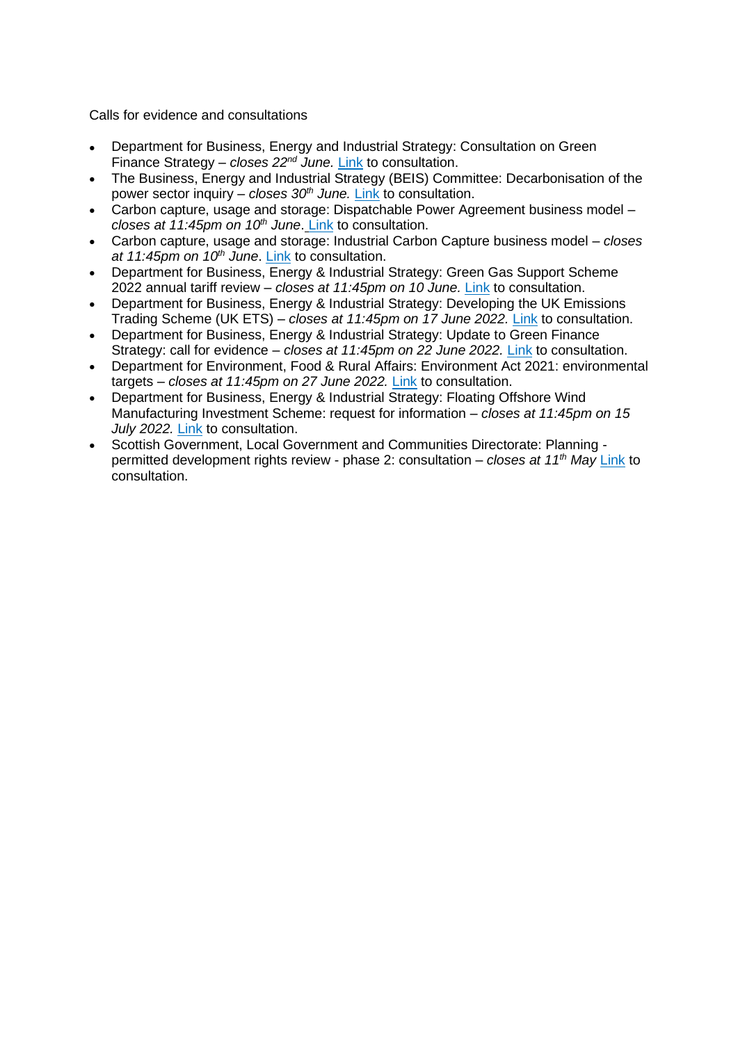Calls for evidence and consultations

- Department for Business, Energy and Industrial Strategy: Consultation on Green Finance Strategy – *closes 22nd June.* Link to consultation.
- The Business, Energy and Industrial Strategy (BEIS) Committee: Decarbonisation of the power sector inquiry – *closes 30th June.* Link to consultation.
- Carbon capture, usage and storage: Dispatchable Power Agreement business model – *closes at 11:45pm on 10th June*. Link to consultation.
- Carbon capture, usage and storage: Industrial Carbon Capture business model – *closes at 11:45pm on 10th June*. Link to consultation.
- Department for Business, Energy & Industrial Strategy: Green Gas Support Scheme 2022 annual tariff review – *closes at 11:45pm on 10 June.* Link to consultation.
- Department for Business, Energy & Industrial Strategy: Developing the UK Emissions Trading Scheme (UK ETS) – *closes at 11:45pm on 17 June 2022.* Link to consultation.
- Department for Business, Energy & Industrial Strategy: Update to Green Finance Strategy: call for evidence – *closes at 11:45pm on 22 June 2022.* Link to consultation.
- Department for Environment, Food & Rural Affairs: Environment Act 2021: environmental targets – *closes at 11:45pm on 27 June 2022.* Link to consultation.
- Department for Business, Energy & Industrial Strategy: Floating Offshore Wind Manufacturing Investment Scheme: request for information – *closes at 11:45pm on 15 July 2022.* Link to consultation.
- Scottish Government, Local Government and Communities Directorate: Planning - permitted development rights review - phase 2: consultation – *closes at 11th May* Link to consultation.